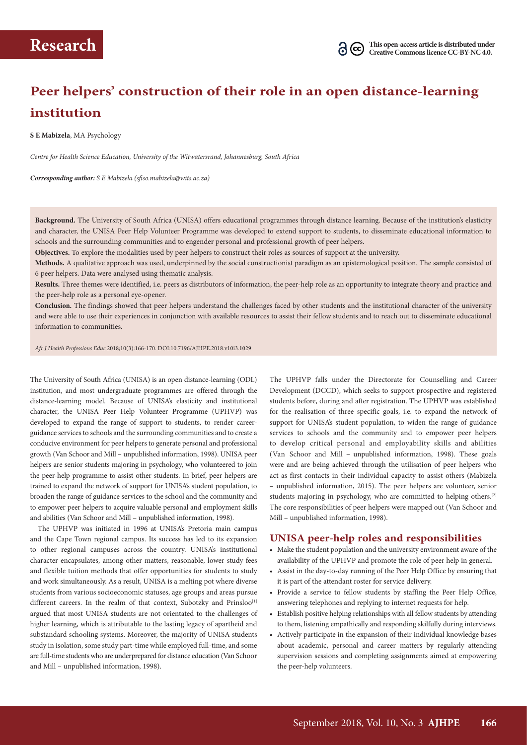**Research**

This open-access article is distributed under Creative Commons licence CC-BY-NC 4.0.

# Peer helpers' construction of their role in an open distance-learning institution

**S E Mabizela**, MA Psychology

*Centre for Health Science Education, University of the Witwatersrand, Johannesburg, South Africa*

***Corresponding author:** S E Mabizela (sfiso.mabizela@wits.ac.za)*

**Background.** The University of South Africa (UNISA) offers educational programmes through distance learning. Because of the institution's elasticity and character, the UNISA Peer Help Volunteer Programme was developed to extend support to students, to disseminate educational information to schools and the surrounding communities and to engender personal and professional growth of peer helpers.

**Objectives.** To explore the modalities used by peer helpers to construct their roles as sources of support at the university.

**Methods.** A qualitative approach was used, underpinned by the social constructionist paradigm as an epistemological position. The sample consisted of 6 peer helpers. Data were analysed using thematic analysis.

**Results.** Three themes were identified, i.e. peers as distributors of information, the peer-help role as an opportunity to integrate theory and practice and the peer-help role as a personal eye-opener.

**Conclusion.** The findings showed that peer helpers understand the challenges faced by other students and the institutional character of the university and were able to use their experiences in conjunction with available resources to assist their fellow students and to reach out to disseminate educational information to communities.

*Afr J Health Professions Educ* 2018;10(3):166-170. DOI:10.7196/AJHPE.2018.v10i3.1029

The University of South Africa (UNISA) is an open distance-learning (ODL) institution, and most undergraduate programmes are offered through the distance-learning model. Because of UNISA's elasticity and institutional character, the UNISA Peer Help Volunteer Programme (UPHVP) was developed to expand the range of support to students, to render career-guidance services to schools and the surrounding communities and to create a conducive environment for peer helpers to generate personal and professional growth (Van Schoor and Mill – unpublished information, 1998). UNISA peer helpers are senior students majoring in psychology, who volunteered to join the peer-help programme to assist other students. In brief, peer helpers are trained to expand the network of support for UNISA's student population, to broaden the range of guidance services to the school and the community and to empower peer helpers to acquire valuable personal and employment skills and abilities (Van Schoor and Mill – unpublished information, 1998).

The UPHVP was initiated in 1996 at UNISA's Pretoria main campus and the Cape Town regional campus. Its success has led to its expansion to other regional campuses across the country. UNISA's institutional character encapsulates, among other matters, reasonable, lower study fees and flexible tuition methods that offer opportunities for students to study and work simultaneously. As a result, UNISA is a melting pot where diverse students from various socioeconomic statuses, age groups and areas pursue different careers. In the realm of that context, Subotzky and Prinsloo[1] argued that most UNISA students are not orientated to the challenges of higher learning, which is attributable to the lasting legacy of apartheid and substandard schooling systems. Moreover, the majority of UNISA students study in isolation, some study part-time while employed full-time, and some are full-time students who are underprepared for distance education (Van Schoor and Mill – unpublished information, 1998).

The UPHVP falls under the Directorate for Counselling and Career Development (DCCD), which seeks to support prospective and registered students before, during and after registration. The UPHVP was established for the realisation of three specific goals, i.e. to expand the network of support for UNISA's student population, to widen the range of guidance services to schools and the community and to empower peer helpers to develop critical personal and employability skills and abilities (Van Schoor and Mill – unpublished information, 1998). These goals were and are being achieved through the utilisation of peer helpers who act as first contacts in their individual capacity to assist others (Mabizela – unpublished information, 2015). The peer helpers are volunteer, senior students majoring in psychology, who are committed to helping others.[2] The core responsibilities of peer helpers were mapped out (Van Schoor and Mill – unpublished information, 1998).

## UNISA peer-help roles and responsibilities

- Make the student population and the university environment aware of the availability of the UPHVP and promote the role of peer help in general.
- Assist in the day-to-day running of the Peer Help Office by ensuring that it is part of the attendant roster for service delivery.
- Provide a service to fellow students by staffing the Peer Help Office, answering telephones and replying to internet requests for help.
- Establish positive helping relationships with all fellow students by attending to them, listening empathically and responding skilfully during interviews.
- Actively participate in the expansion of their individual knowledge bases about academic, personal and career matters by regularly attending supervision sessions and completing assignments aimed at empowering the peer-help volunteers.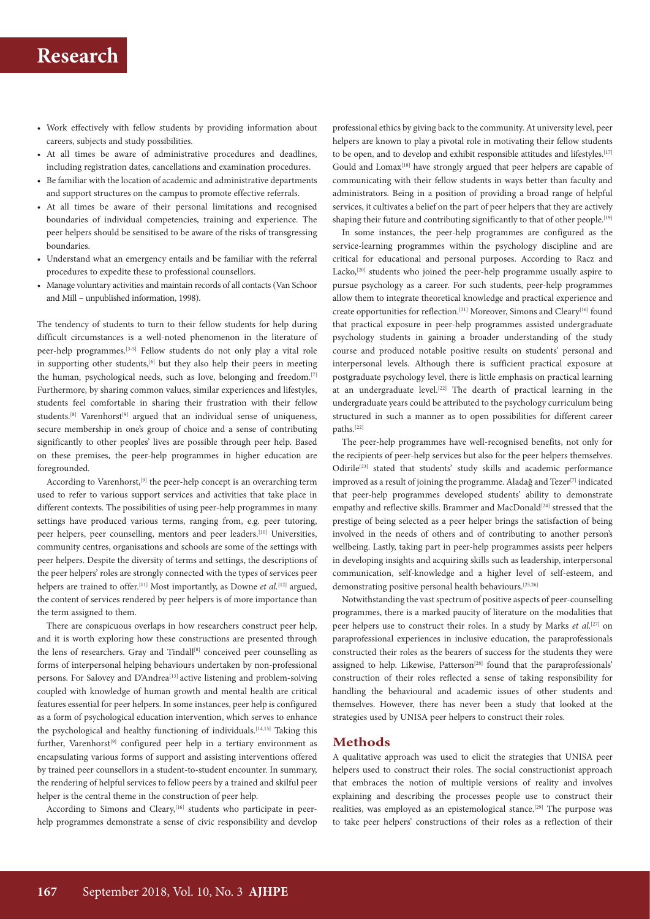- Work effectively with fellow students by providing information about careers, subjects and study possibilities.
- At all times be aware of administrative procedures and deadlines, including registration dates, cancellations and examination procedures.
- Be familiar with the location of academic and administrative departments and support structures on the campus to promote effective referrals.
- At all times be aware of their personal limitations and recognised boundaries of individual competencies, training and experience. The peer helpers should be sensitised to be aware of the risks of transgressing boundaries.
- Understand what an emergency entails and be familiar with the referral procedures to expedite these to professional counsellors.
- Manage voluntary activities and maintain records of all contacts (Van Schoor and Mill – unpublished information, 1998).

The tendency of students to turn to their fellow students for help during difficult circumstances is a well-noted phenomenon in the literature of peer-help programmes.[3-5] Fellow students do not only play a vital role in supporting other students,[6] but they also help their peers in meeting the human, psychological needs, such as love, belonging and freedom.[7] Furthermore, by sharing common values, similar experiences and lifestyles, students feel comfortable in sharing their frustration with their fellow students.[8] Varenhorst[9] argued that an individual sense of uniqueness, secure membership in one's group of choice and a sense of contributing significantly to other peoples' lives are possible through peer help. Based on these premises, the peer-help programmes in higher education are foregrounded.

According to Varenhorst,[9] the peer-help concept is an overarching term used to refer to various support services and activities that take place in different contexts. The possibilities of using peer-help programmes in many settings have produced various terms, ranging from, e.g. peer tutoring, peer helpers, peer counselling, mentors and peer leaders.[10] Universities, community centres, organisations and schools are some of the settings with peer helpers. Despite the diversity of terms and settings, the descriptions of the peer helpers' roles are strongly connected with the types of services peer helpers are trained to offer.[11] Most importantly, as Downe *et al.*[12] argued, the content of services rendered by peer helpers is of more importance than the term assigned to them.

There are conspicuous overlaps in how researchers construct peer help, and it is worth exploring how these constructions are presented through the lens of researchers. Gray and Tindall[8] conceived peer counselling as forms of interpersonal helping behaviours undertaken by non-professional persons. For Salovey and D'Andrea[13] active listening and problem-solving coupled with knowledge of human growth and mental health are critical features essential for peer helpers. In some instances, peer help is configured as a form of psychological education intervention, which serves to enhance the psychological and healthy functioning of individuals.[14,15] Taking this further, Varenhorst[9] configured peer help in a tertiary environment as encapsulating various forms of support and assisting interventions offered by trained peer counsellors in a student-to-student encounter. In summary, the rendering of helpful services to fellow peers by a trained and skilful peer helper is the central theme in the construction of peer help.

According to Simons and Cleary,[16] students who participate in peer-help programmes demonstrate a sense of civic responsibility and develop professional ethics by giving back to the community. At university level, peer helpers are known to play a pivotal role in motivating their fellow students to be open, and to develop and exhibit responsible attitudes and lifestyles.[17] Gould and Lomax[18] have strongly argued that peer helpers are capable of communicating with their fellow students in ways better than faculty and administrators. Being in a position of providing a broad range of helpful services, it cultivates a belief on the part of peer helpers that they are actively shaping their future and contributing significantly to that of other people.[19]

In some instances, the peer-help programmes are configured as the service-learning programmes within the psychology discipline and are critical for educational and personal purposes. According to Racz and Lacko,[20] students who joined the peer-help programme usually aspire to pursue psychology as a career. For such students, peer-help programmes allow them to integrate theoretical knowledge and practical experience and create opportunities for reflection.[21] Moreover, Simons and Cleary[16] found that practical exposure in peer-help programmes assisted undergraduate psychology students in gaining a broader understanding of the study course and produced notable positive results on students' personal and interpersonal levels. Although there is sufficient practical exposure at postgraduate psychology level, there is little emphasis on practical learning at an undergraduate level.[22] The dearth of practical learning in the undergraduate years could be attributed to the psychology curriculum being structured in such a manner as to open possibilities for different career paths.[22]

The peer-help programmes have well-recognised benefits, not only for the recipients of peer-help services but also for the peer helpers themselves. Odirile[23] stated that students' study skills and academic performance improved as a result of joining the programme. Aladağ and Tezer[7] indicated that peer-help programmes developed students' ability to demonstrate empathy and reflective skills. Brammer and MacDonald[24] stressed that the prestige of being selected as a peer helper brings the satisfaction of being involved in the needs of others and of contributing to another person's wellbeing. Lastly, taking part in peer-help programmes assists peer helpers in developing insights and acquiring skills such as leadership, interpersonal communication, self-knowledge and a higher level of self-esteem, and demonstrating positive personal health behaviours.[25,26]

Notwithstanding the vast spectrum of positive aspects of peer-counselling programmes, there is a marked paucity of literature on the modalities that peer helpers use to construct their roles. In a study by Marks *et al.*[27] on paraprofessional experiences in inclusive education, the paraprofessionals constructed their roles as the bearers of success for the students they were assigned to help. Likewise, Patterson[28] found that the paraprofessionals' construction of their roles reflected a sense of taking responsibility for handling the behavioural and academic issues of other students and themselves. However, there has never been a study that looked at the strategies used by UNISA peer helpers to construct their roles.

## Methods

A qualitative approach was used to elicit the strategies that UNISA peer helpers used to construct their roles. The social constructionist approach that embraces the notion of multiple versions of reality and involves explaining and describing the processes people use to construct their realities, was employed as an epistemological stance.[29] The purpose was to take peer helpers' constructions of their roles as a reflection of their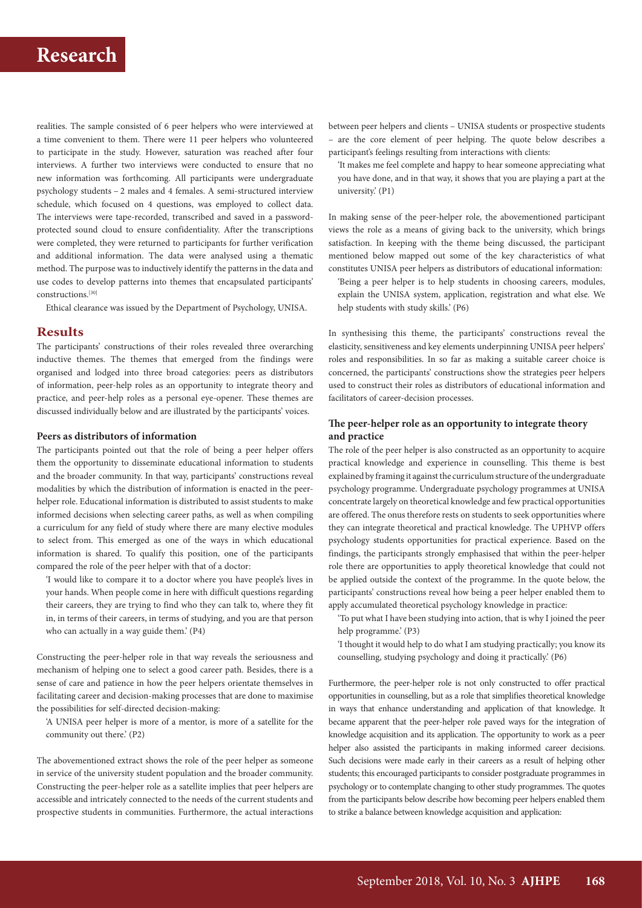realities. The sample consisted of 6 peer helpers who were interviewed at a time convenient to them. There were 11 peer helpers who volunteered to participate in the study. However, saturation was reached after four interviews. A further two interviews were conducted to ensure that no new information was forthcoming. All participants were undergraduate psychology students – 2 males and 4 females. A semi-structured interview schedule, which focused on 4 questions, was employed to collect data. The interviews were tape-recorded, transcribed and saved in a password-protected sound cloud to ensure confidentiality. After the transcriptions were completed, they were returned to participants for further verification and additional information. The data were analysed using a thematic method. The purpose was to inductively identify the patterns in the data and use codes to develop patterns into themes that encapsulated participants' constructions.[30]

Ethical clearance was issued by the Department of Psychology, UNISA.

## Results

The participants' constructions of their roles revealed three overarching inductive themes. The themes that emerged from the findings were organised and lodged into three broad categories: peers as distributors of information, peer-help roles as an opportunity to integrate theory and practice, and peer-help roles as a personal eye-opener. These themes are discussed individually below and are illustrated by the participants' voices.

### Peers as distributors of information

The participants pointed out that the role of being a peer helper offers them the opportunity to disseminate educational information to students and the broader community. In that way, participants' constructions reveal modalities by which the distribution of information is enacted in the peer-helper role. Educational information is distributed to assist students to make informed decisions when selecting career paths, as well as when compiling a curriculum for any field of study where there are many elective modules to select from. This emerged as one of the ways in which educational information is shared. To qualify this position, one of the participants compared the role of the peer helper with that of a doctor:

> 'I would like to compare it to a doctor where you have people's lives in your hands. When people come in here with difficult questions regarding their careers, they are trying to find who they can talk to, where they fit in, in terms of their careers, in terms of studying, and you are that person who can actually in a way guide them.' (P4)

Constructing the peer-helper role in that way reveals the seriousness and mechanism of helping one to select a good career path. Besides, there is a sense of care and patience in how the peer helpers orientate themselves in facilitating career and decision-making processes that are done to maximise the possibilities for self-directed decision-making:

> 'A UNISA peer helper is more of a mentor, is more of a satellite for the community out there.' (P2)

The abovementioned extract shows the role of the peer helper as someone in service of the university student population and the broader community. Constructing the peer-helper role as a satellite implies that peer helpers are accessible and intricately connected to the needs of the current students and prospective students in communities. Furthermore, the actual interactions between peer helpers and clients – UNISA students or prospective students – are the core element of peer helping. The quote below describes a participant's feelings resulting from interactions with clients:

> 'It makes me feel complete and happy to hear someone appreciating what you have done, and in that way, it shows that you are playing a part at the university.' (P1)

In making sense of the peer-helper role, the abovementioned participant views the role as a means of giving back to the university, which brings satisfaction. In keeping with the theme being discussed, the participant mentioned below mapped out some of the key characteristics of what constitutes UNISA peer helpers as distributors of educational information:

> 'Being a peer helper is to help students in choosing careers, modules, explain the UNISA system, application, registration and what else. We help students with study skills.' (P6)

In synthesising this theme, the participants' constructions reveal the elasticity, sensitiveness and key elements underpinning UNISA peer helpers' roles and responsibilities. In so far as making a suitable career choice is concerned, the participants' constructions show the strategies peer helpers used to construct their roles as distributors of educational information and facilitators of career-decision processes.

### The peer-helper role as an opportunity to integrate theory and practice

The role of the peer helper is also constructed as an opportunity to acquire practical knowledge and experience in counselling. This theme is best explained by framing it against the curriculum structure of the undergraduate psychology programme. Undergraduate psychology programmes at UNISA concentrate largely on theoretical knowledge and few practical opportunities are offered. The onus therefore rests on students to seek opportunities where they can integrate theoretical and practical knowledge. The UPHVP offers psychology students opportunities for practical experience. Based on the findings, the participants strongly emphasised that within the peer-helper role there are opportunities to apply theoretical knowledge that could not be applied outside the context of the programme. In the quote below, the participants' constructions reveal how being a peer helper enabled them to apply accumulated theoretical psychology knowledge in practice:

> 'To put what I have been studying into action, that is why I joined the peer help programme.' (P3)
>
> 'I thought it would help to do what I am studying practically; you know its counselling, studying psychology and doing it practically.' (P6)

Furthermore, the peer-helper role is not only constructed to offer practical opportunities in counselling, but as a role that simplifies theoretical knowledge in ways that enhance understanding and application of that knowledge. It became apparent that the peer-helper role paved ways for the integration of knowledge acquisition and its application. The opportunity to work as a peer helper also assisted the participants in making informed career decisions. Such decisions were made early in their careers as a result of helping other students; this encouraged participants to consider postgraduate programmes in psychology or to contemplate changing to other study programmes. The quotes from the participants below describe how becoming peer helpers enabled them to strike a balance between knowledge acquisition and application: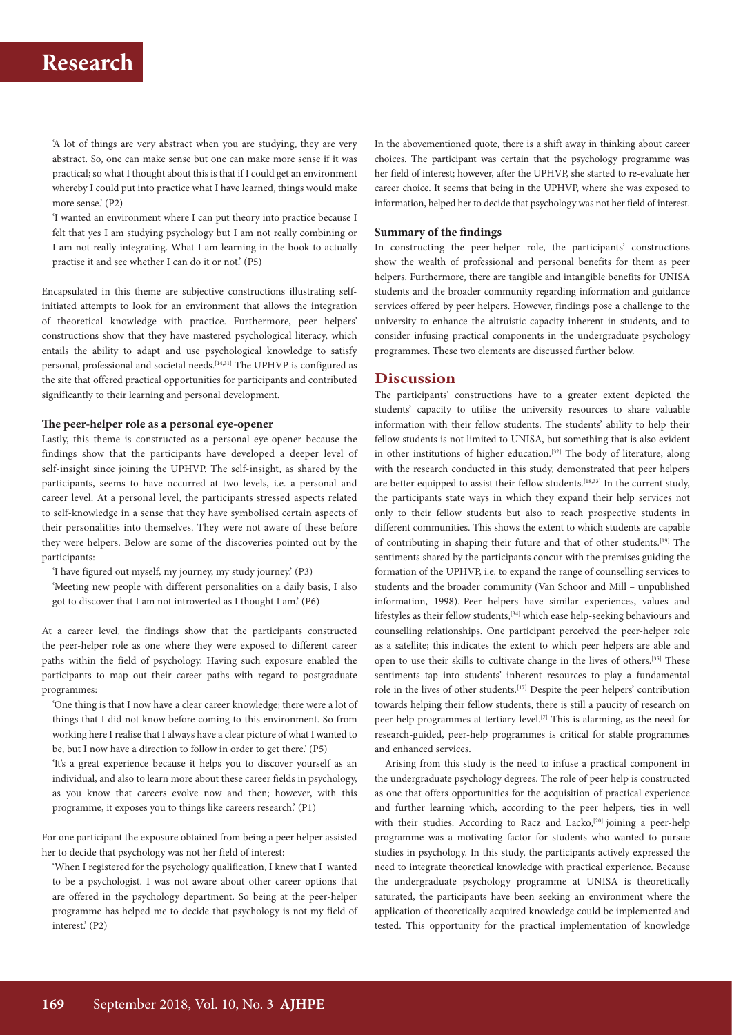'A lot of things are very abstract when you are studying, they are very abstract. So, one can make sense but one can make more sense if it was practical; so what I thought about this is that if I could get an environment whereby I could put into practice what I have learned, things would make more sense.' (P2)

'I wanted an environment where I can put theory into practice because I felt that yes I am studying psychology but I am not really combining or I am not really integrating. What I am learning in the book to actually practise it and see whether I can do it or not.' (P5)

Encapsulated in this theme are subjective constructions illustrating self-initiated attempts to look for an environment that allows the integration of theoretical knowledge with practice. Furthermore, peer helpers' constructions show that they have mastered psychological literacy, which entails the ability to adapt and use psychological knowledge to satisfy personal, professional and societal needs.[14,31] The UPHVP is configured as the site that offered practical opportunities for participants and contributed significantly to their learning and personal development.

### The peer-helper role as a personal eye-opener

Lastly, this theme is constructed as a personal eye-opener because the findings show that the participants have developed a deeper level of self-insight since joining the UPHVP. The self-insight, as shared by the participants, seems to have occurred at two levels, i.e. a personal and career level. At a personal level, the participants stressed aspects related to self-knowledge in a sense that they have symbolised certain aspects of their personalities into themselves. They were not aware of these before they were helpers. Below are some of the discoveries pointed out by the participants:

'I have figured out myself, my journey, my study journey.' (P3)

'Meeting new people with different personalities on a daily basis, I also got to discover that I am not introverted as I thought I am.' (P6)

At a career level, the findings show that the participants constructed the peer-helper role as one where they were exposed to different career paths within the field of psychology. Having such exposure enabled the participants to map out their career paths with regard to postgraduate programmes:

'One thing is that I now have a clear career knowledge; there were a lot of things that I did not know before coming to this environment. So from working here I realise that I always have a clear picture of what I wanted to be, but I now have a direction to follow in order to get there.' (P5)

'It's a great experience because it helps you to discover yourself as an individual, and also to learn more about these career fields in psychology, as you know that careers evolve now and then; however, with this programme, it exposes you to things like careers research.' (P1)

For one participant the exposure obtained from being a peer helper assisted her to decide that psychology was not her field of interest:

'When I registered for the psychology qualification, I knew that I wanted to be a psychologist. I was not aware about other career options that are offered in the psychology department. So being at the peer-helper programme has helped me to decide that psychology is not my field of interest.' (P2)

In the abovementioned quote, there is a shift away in thinking about career choices. The participant was certain that the psychology programme was her field of interest; however, after the UPHVP, she started to re-evaluate her career choice. It seems that being in the UPHVP, where she was exposed to information, helped her to decide that psychology was not her field of interest.

### Summary of the findings

In constructing the peer-helper role, the participants' constructions show the wealth of professional and personal benefits for them as peer helpers. Furthermore, there are tangible and intangible benefits for UNISA students and the broader community regarding information and guidance services offered by peer helpers. However, findings pose a challenge to the university to enhance the altruistic capacity inherent in students, and to consider infusing practical components in the undergraduate psychology programmes. These two elements are discussed further below.

## Discussion

The participants' constructions have to a greater extent depicted the students' capacity to utilise the university resources to share valuable information with their fellow students. The students' ability to help their fellow students is not limited to UNISA, but something that is also evident in other institutions of higher education.[32] The body of literature, along with the research conducted in this study, demonstrated that peer helpers are better equipped to assist their fellow students.[18,33] In the current study, the participants state ways in which they expand their help services not only to their fellow students but also to reach prospective students in different communities. This shows the extent to which students are capable of contributing in shaping their future and that of other students.[19] The sentiments shared by the participants concur with the premises guiding the formation of the UPHVP, i.e. to expand the range of counselling services to students and the broader community (Van Schoor and Mill – unpublished information, 1998). Peer helpers have similar experiences, values and lifestyles as their fellow students,[34] which ease help-seeking behaviours and counselling relationships. One participant perceived the peer-helper role as a satellite; this indicates the extent to which peer helpers are able and open to use their skills to cultivate change in the lives of others.[35] These sentiments tap into students' inherent resources to play a fundamental role in the lives of other students.[17] Despite the peer helpers' contribution towards helping their fellow students, there is still a paucity of research on peer-help programmes at tertiary level.[7] This is alarming, as the need for research-guided, peer-help programmes is critical for stable programmes and enhanced services.

Arising from this study is the need to infuse a practical component in the undergraduate psychology degrees. The role of peer help is constructed as one that offers opportunities for the acquisition of practical experience and further learning which, according to the peer helpers, ties in well with their studies. According to Racz and Lacko,[20] joining a peer-help programme was a motivating factor for students who wanted to pursue studies in psychology. In this study, the participants actively expressed the need to integrate theoretical knowledge with practical experience. Because the undergraduate psychology programme at UNISA is theoretically saturated, the participants have been seeking an environment where the application of theoretically acquired knowledge could be implemented and tested. This opportunity for the practical implementation of knowledge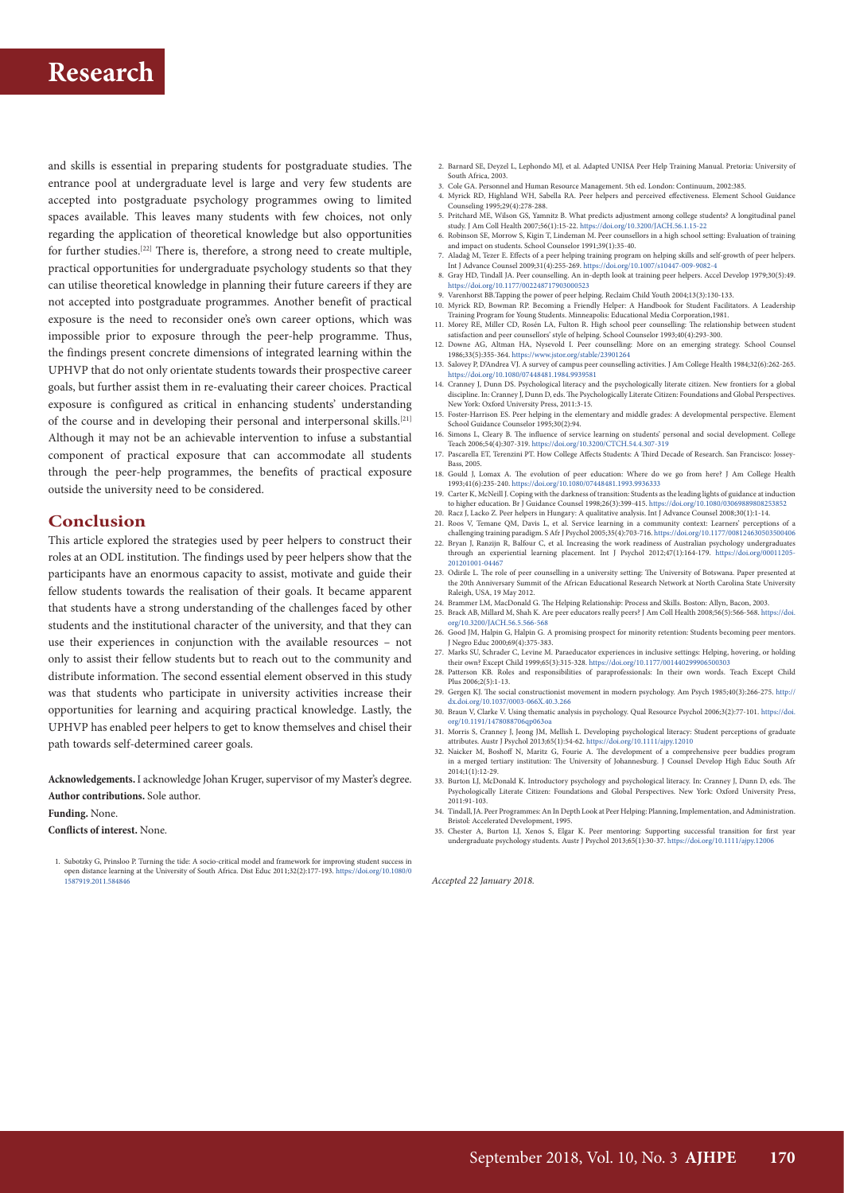and skills is essential in preparing students for postgraduate studies. The entrance pool at undergraduate level is large and very few students are accepted into postgraduate psychology programmes owing to limited spaces available. This leaves many students with few choices, not only regarding the application of theoretical knowledge but also opportunities for further studies.[22] There is, therefore, a strong need to create multiple, practical opportunities for undergraduate psychology students so that they can utilise theoretical knowledge in planning their future careers if they are not accepted into postgraduate programmes. Another benefit of practical exposure is the need to reconsider one's own career options, which was impossible prior to exposure through the peer-help programme. Thus, the findings present concrete dimensions of integrated learning within the UPHVP that do not only orientate students towards their prospective career goals, but further assist them in re-evaluating their career choices. Practical exposure is configured as critical in enhancing students' understanding of the course and in developing their personal and interpersonal skills.[21] Although it may not be an achievable intervention to infuse a substantial component of practical exposure that can accommodate all students through the peer-help programmes, the benefits of practical exposure outside the university need to be considered.

## Conclusion

This article explored the strategies used by peer helpers to construct their roles at an ODL institution. The findings used by peer helpers show that the participants have an enormous capacity to assist, motivate and guide their fellow students towards the realisation of their goals. It became apparent that students have a strong understanding of the challenges faced by other students and the institutional character of the university, and that they can use their experiences in conjunction with the available resources – not only to assist their fellow students but to reach out to the community and distribute information. The second essential element observed in this study was that students who participate in university activities increase their opportunities for learning and acquiring practical knowledge. Lastly, the UPHVP has enabled peer helpers to get to know themselves and chisel their path towards self-determined career goals.

**Acknowledgements.** I acknowledge Johan Kruger, supervisor of my Master's degree.

**Author contributions.** Sole author.

**Funding.** None.

**Conflicts of interest.** None.

1. Subotzky G, Prinsloo P. Turning the tide: A socio-critical model and framework for improving student success in open distance learning at the University of South Africa. Dist Educ 2011;32(2):177-193. https://doi.org/10.1080/01587919.2011.584846
2. Barnard SE, Deyzel L, Lephondo MJ, et al. Adapted UNISA Peer Help Training Manual. Pretoria: University of South Africa, 2003.
3. Cole GA. Personnel and Human Resource Management. 5th ed. London: Continuum, 2002:385.
4. Myrick RD, Highland WH, Sabella RA. Peer helpers and perceived effectiveness. Element School Guidance Counseling 1995;29(4):278-288.
5. Pritchard ME, Wilson GS, Yamnitz B. What predicts adjustment among college students? A longitudinal panel study. J Am Coll Health 2007;56(1):15-22. https://doi.org/10.3200/JACH.56.1.15-22
6. Robinson SE, Morrow S, Kigin T, Lindeman M. Peer counsellors in a high school setting: Evaluation of training and impact on students. School Counselor 1991;39(1):35-40.
7. Aladağ M, Tezer E. Effects of a peer helping training program on helping skills and self-growth of peer helpers. Int J Advance Counsel 2009;31(4):255-269. https://doi.org/10.1007/s10447-009-9082-4
8. Gray HD, Tindall JA. Peer counselling. An in-depth look at training peer helpers. Accel Develop 1979;30(5):49. https://doi.org/10.1177/002248717903000523
9. Varenhorst BB.Tapping the power of peer helping. Reclaim Child Youth 2004;13(3):130-133.
10. Myrick RD, Bowman RP. Becoming a Friendly Helper: A Handbook for Student Facilitators. A Leadership Training Program for Young Students. Minneapolis: Educational Media Corporation,1981.
11. Morey RE, Miller CD, Rosén LA, Fulton R. High school peer counselling: The relationship between student satisfaction and peer counsellors' style of helping. School Counselor 1993;40(4):293-300.
12. Downe AG, Altman HA, Nysevold I. Peer counselling: More on an emerging strategy. School Counsel 1986;33(5):355-364. https://www.jstor.org/stable/23901264
13. Salovey P, D'Andrea VJ. A survey of campus peer counselling activities. J Am College Health 1984;32(6):262-265. https://doi.org/10.1080/07448481.1984.9939581
14. Cranney J, Dunn DS. Psychological literacy and the psychologically literate citizen. New frontiers for a global discipline. In: Cranney J, Dunn D, eds. The Psychologically Literate Citizen: Foundations and Global Perspectives. New York: Oxford University Press, 2011:3-15.
15. Foster-Harrison ES. Peer helping in the elementary and middle grades: A developmental perspective. Element School Guidance Counselor 1995;30(2):94.
16. Simons L, Cleary B. The influence of service learning on students' personal and social development. College Teach 2006;54(4):307-319. https://doi.org/10.3200/CTCH.54.4.307-319
17. Pascarella ET, Terenzini PT. How College Affects Students: A Third Decade of Research. San Francisco: Jossey-Bass, 2005.
18. Gould J, Lomax A. The evolution of peer education: Where do we go from here? J Am College Health 1993;41(6):235-240. https://doi.org/10.1080/07448481.1993.9936333
19. Carter K, McNeill J. Coping with the darkness of transition: Students as the leading lights of guidance at induction to higher education. Br J Guidance Counsel 1998;26(3):399-415. https://doi.org/10.1080/03069889808253852
20. Racz J, Lacko Z. Peer helpers in Hungary: A qualitative analysis. Int J Advance Counsel 2008;30(1):1-14.
21. Roos V, Temane QM, Davis L, et al. Service learning in a community context: Learners' perceptions of a challenging training paradigm. S Afr J Psychol 2005;35(4):703-716. https://doi.org/10.1177/008124630503500406
22. Bryan J, Ranzijn R, Balfour C, et al. Increasing the work readiness of Australian psychology undergraduates through an experiential learning placement. Int J Psychol 2012;47(1):164-179. https://doi.org/00011205-201201001-04467
23. Odirile L. The role of peer counselling in a university setting: The University of Botswana. Paper presented at the 20th Anniversary Summit of the African Educational Research Network at North Carolina State University Raleigh, USA, 19 May 2012.
24. Brammer LM, MacDonald G. The Helping Relationship: Process and Skills. Boston: Allyn, Bacon, 2003.
25. Brack AB, Millard M, Shah K. Are peer educators really peers? J Am Coll Health 2008;56(5):566-568. https://doi.org/10.3200/JACH.56.5.566-568
26. Good JM, Halpin G, Halpin G. A promising prospect for minority retention: Students becoming peer mentors. J Negro Educ 2000;69(4):375-383.
27. Marks SU, Schrader C, Levine M. Paraeducator experiences in inclusive settings: Helping, hovering, or holding their own? Except Child 1999;65(3):315-328. https://doi.org/10.1177/001440299906500303
28. Patterson KB. Roles and responsibilities of paraprofessionals: In their own words. Teach Except Child Plus 2006;2(5):1-13.
29. Gergen KJ. The social constructionist movement in modern psychology. Am Psych 1985;40(3):266-275. http://dx.doi.org/10.1037/0003-066X.40.3.266
30. Braun V, Clarke V. Using thematic analysis in psychology. Qual Resource Psychol 2006;3(2):77-101. https://doi.org/10.1191/1478088706qp063oa
31. Morris S, Cranney J, Jeong JM, Mellish L. Developing psychological literacy: Student perceptions of graduate attributes. Austr J Psychol 2013;65(1):54-62. https://doi.org/10.1111/ajpy.12010
32. Naicker M, Boshoff N, Maritz G, Fourie A. The development of a comprehensive peer buddies program in a merged tertiary institution: The University of Johannesburg. J Counsel Develop High Educ South Afr 2014;1(1):12-29.
33. Burton LJ, McDonald K. Introductory psychology and psychological literacy. In: Cranney J, Dunn D, eds. The Psychologically Literate Citizen: Foundations and Global Perspectives. New York: Oxford University Press, 2011:91-103.
34. Tindall, JA. Peer Programmes: An In Depth Look at Peer Helping: Planning, Implementation, and Administration. Bristol: Accelerated Development, 1995.
35. Chester A, Burton LJ, Xenos S, Elgar K. Peer mentoring: Supporting successful transition for first year undergraduate psychology students. Austr J Psychol 2013;65(1):30-37. https://doi.org/10.1111/ajpy.12006

*Accepted 22 January 2018.*